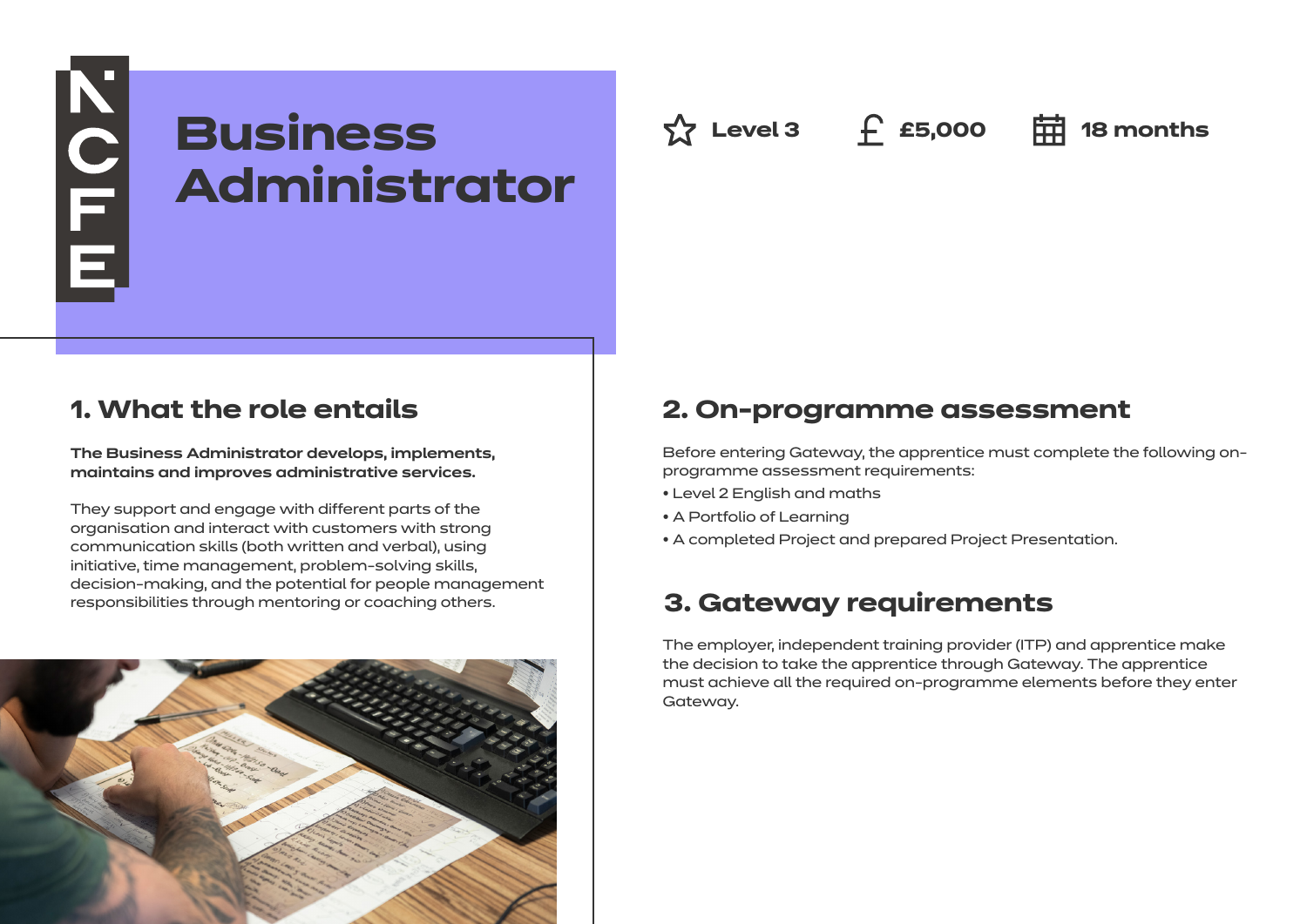# Business Administrator

Level 3 | £5,000 | 18 months

## 1. What the role entails

**The Business Administrator develops, implements, maintains and improves administrative services.**

They support and engage with different parts of the organisation and interact with customers with strong communication skills (both written and verbal), using initiative, time management, problem-solving skills, decision-making, and the potential for people management responsibilities through mentoring or coaching others.

## 2. On-programme assessment

Before entering Gateway, the apprentice must complete the following on-programme assessment requirements:

- Level 2 English and maths
- A Portfolio of Learning
- A completed Project and prepared Project Presentation.

## 3. Gateway requirements

The employer, independent training provider (ITP) and apprentice make the decision to take the apprentice through Gateway. The apprentice must achieve all the required on-programme elements before they enter Gateway.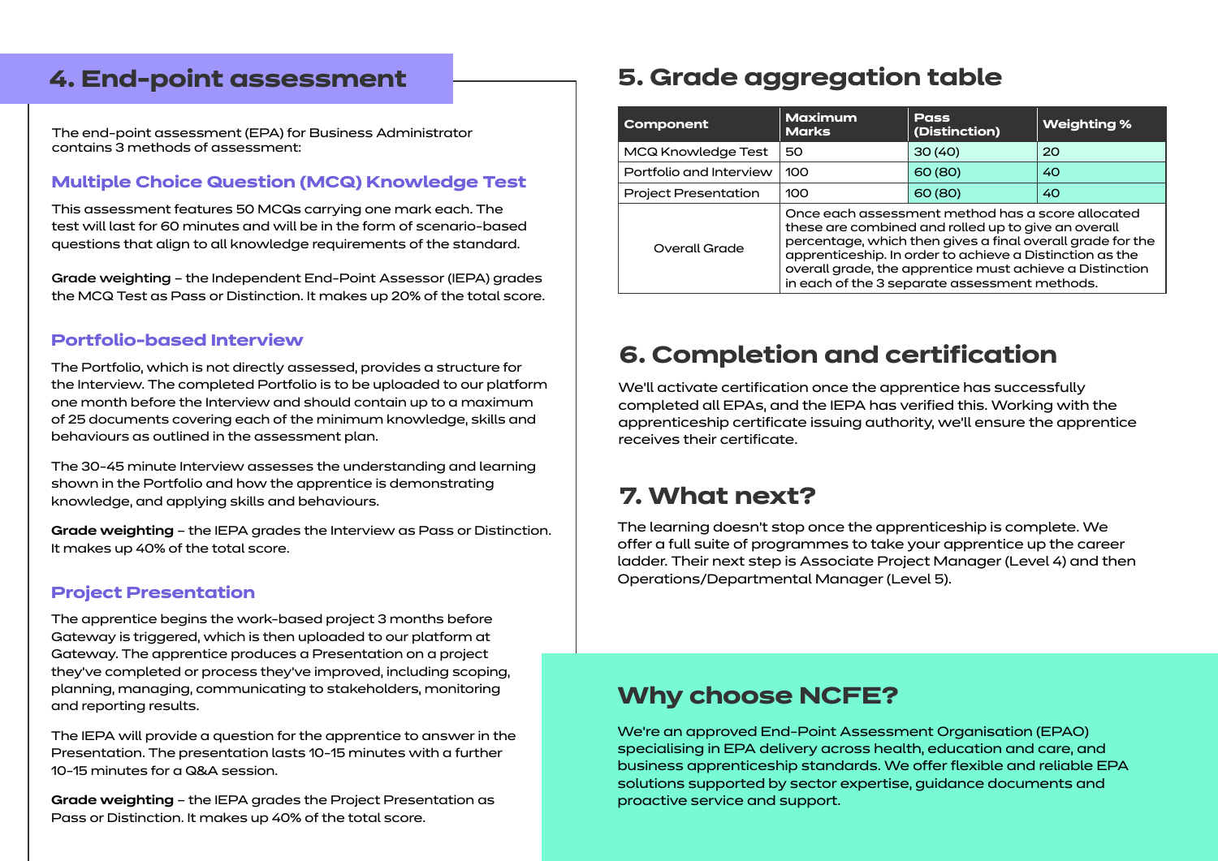## 4. End-point assessment

The end-point assessment (EPA) for Business Administrator contains 3 methods of assessment:

### Multiple Choice Question (MCQ) Knowledge Test

This assessment features 50 MCQs carrying one mark each. The test will last for 60 minutes and will be in the form of scenario-based questions that align to all knowledge requirements of the standard.

**Grade weighting** – the Independent End-Point Assessor (IEPA) grades the MCQ Test as Pass or Distinction. It makes up 20% of the total score.

### Portfolio-based Interview

The Portfolio, which is not directly assessed, provides a structure for the Interview. The completed Portfolio is to be uploaded to our platform one month before the Interview and should contain up to a maximum of 25 documents covering each of the minimum knowledge, skills and behaviours as outlined in the assessment plan.

The 30-45 minute Interview assesses the understanding and learning shown in the Portfolio and how the apprentice is demonstrating knowledge, and applying skills and behaviours.

**Grade weighting** – the IEPA grades the Interview as Pass or Distinction. It makes up 40% of the total score.

### Project Presentation

The apprentice begins the work-based project 3 months before Gateway is triggered, which is then uploaded to our platform at Gateway. The apprentice produces a Presentation on a project they've completed or process they've improved, including scoping, planning, managing, communicating to stakeholders, monitoring and reporting results.

The IEPA will provide a question for the apprentice to answer in the Presentation. The presentation lasts 10-15 minutes with a further 10-15 minutes for a Q&A session.

**Grade weighting** – the IEPA grades the Project Presentation as Pass or Distinction. It makes up 40% of the total score.

## 5. Grade aggregation table

| Component | Maximum Marks | Pass (Distinction) | Weighting % |
|---|---|---|---|
| MCQ Knowledge Test | 50 | 30 (40) | 20 |
| Portfolio and Interview | 100 | 60 (80) | 40 |
| Project Presentation | 100 | 60 (80) | 40 |
| Overall Grade | Once each assessment method has a score allocated these are combined and rolled up to give an overall percentage, which then gives a final overall grade for the apprenticeship. In order to achieve a Distinction as the overall grade, the apprentice must achieve a Distinction in each of the 3 separate assessment methods. | | |

## 6. Completion and certification

We'll activate certification once the apprentice has successfully completed all EPAs, and the IEPA has verified this. Working with the apprenticeship certificate issuing authority, we'll ensure the apprentice receives their certificate.

## 7. What next?

The learning doesn't stop once the apprenticeship is complete. We offer a full suite of programmes to take your apprentice up the career ladder. Their next step is Associate Project Manager (Level 4) and then Operations/Departmental Manager (Level 5).

## Why choose NCFE?

We're an approved End-Point Assessment Organisation (EPAO) specialising in EPA delivery across health, education and care, and business apprenticeship standards. We offer flexible and reliable EPA solutions supported by sector expertise, guidance documents and proactive service and support.